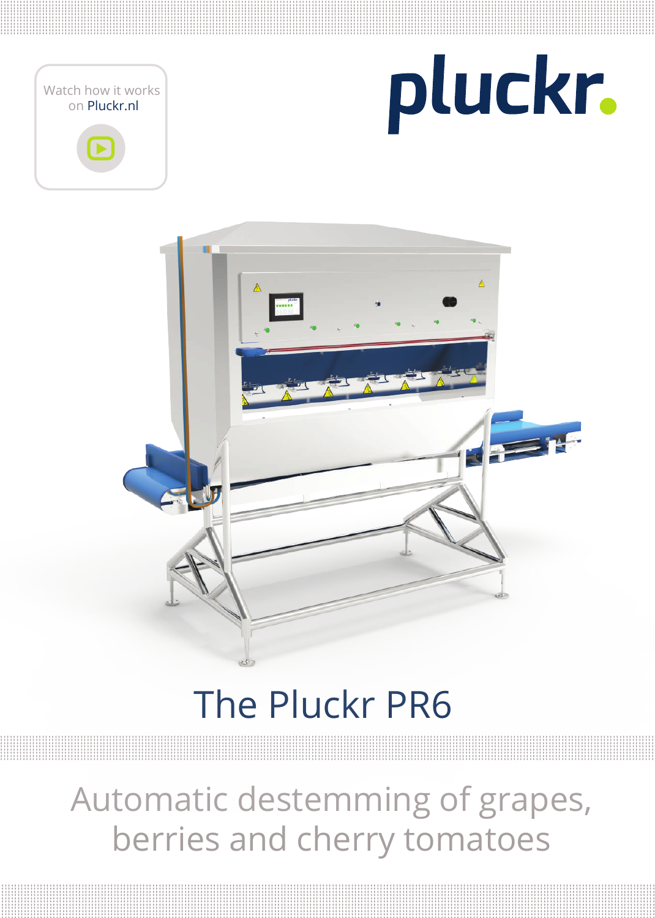Watch how it works on Pluckr.nl

pluckr.

# The Pluckr PR6

## Automatic destemming of grapes, berries and cherry tomatoes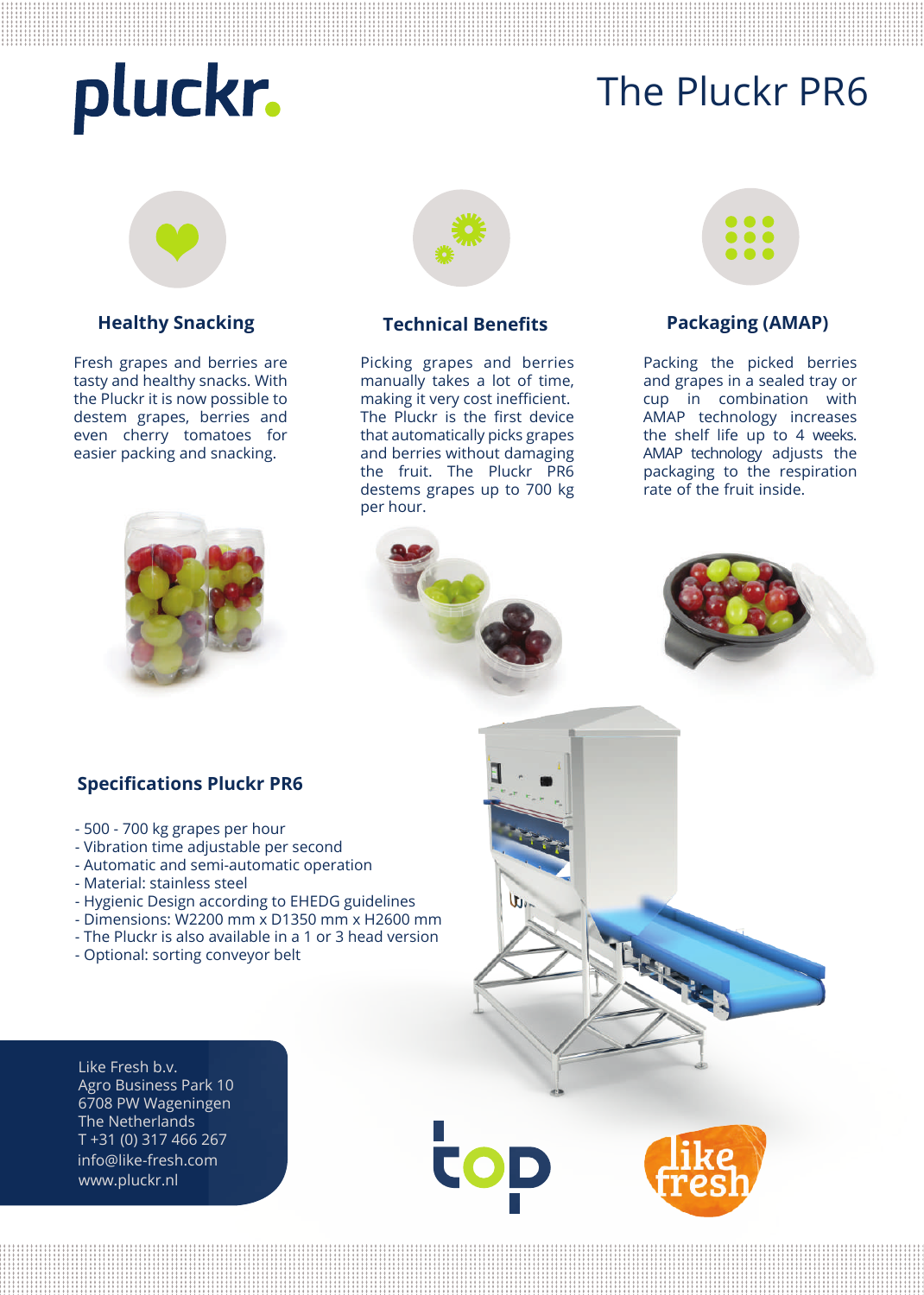pluckr.

# The Pluckr PR6

### Healthy Snacking

Fresh grapes and berries are tasty and healthy snacks. With the Pluckr it is now possible to destem grapes, berries and even cherry tomatoes for easier packing and snacking.

### Technical Benefits

Picking grapes and berries manually takes a lot of time, making it very cost inefficient. The Pluckr is the first device that automatically picks grapes and berries without damaging the fruit. The Pluckr PR6 destems grapes up to 700 kg per hour.

### Packaging (AMAP)

Packing the picked berries and grapes in a sealed tray or cup in combination with AMAP technology increases the shelf life up to 4 weeks. AMAP technology adjusts the packaging to the respiration rate of the fruit inside.

## Specifications Pluckr PR6

- 500 - 700 kg grapes per hour
- Vibration time adjustable per second
- Automatic and semi-automatic operation
- Material: stainless steel
- Hygienic Design according to EHEDG guidelines
- Dimensions: W2200 mm x D1350 mm x H2600 mm
- The Pluckr is also available in a 1 or 3 head version
- Optional: sorting conveyor belt

Like Fresh b.v.
Agro Business Park 10
6708 PW Wageningen
The Netherlands
T +31 (0) 317 466 267
info@like-fresh.com
www.pluckr.nl

top

like fresh